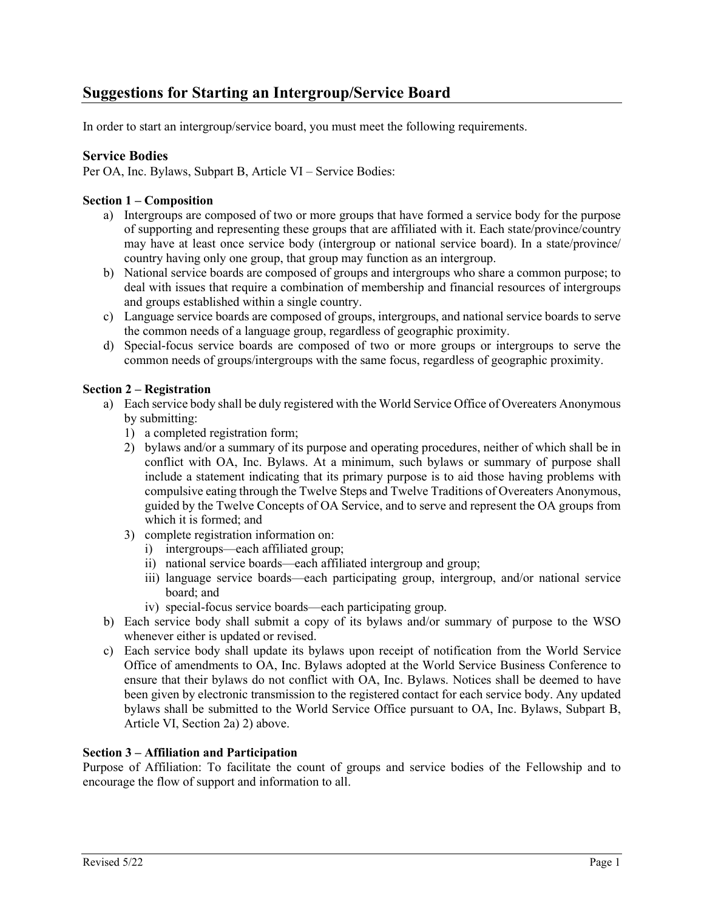## Suggestions for Starting an Intergroup/Service Board

In order to start an intergroup/service board, you must meet the following requirements.

### Service Bodies

Per OA, Inc. Bylaws, Subpart B, Article VI – Service Bodies:

#### Section 1 – Composition

a) Intergroups are composed of two or more groups that have formed a service body for the purpose of supporting and representing these groups that are affiliated with it. Each state/province/country may have at least once service body (intergroup or national service board). In a state/province/country having only one group, that group may function as an intergroup.
b) National service boards are composed of groups and intergroups who share a common purpose; to deal with issues that require a combination of membership and financial resources of intergroups and groups established within a single country.
c) Language service boards are composed of groups, intergroups, and national service boards to serve the common needs of a language group, regardless of geographic proximity.
d) Special-focus service boards are composed of two or more groups or intergroups to serve the common needs of groups/intergroups with the same focus, regardless of geographic proximity.

#### Section 2 – Registration

a) Each service body shall be duly registered with the World Service Office of Overeaters Anonymous by submitting:
   1) a completed registration form;
   2) bylaws and/or a summary of its purpose and operating procedures, neither of which shall be in conflict with OA, Inc. Bylaws. At a minimum, such bylaws or summary of purpose shall include a statement indicating that its primary purpose is to aid those having problems with compulsive eating through the Twelve Steps and Twelve Traditions of Overeaters Anonymous, guided by the Twelve Concepts of OA Service, and to serve and represent the OA groups from which it is formed; and
   3) complete registration information on:
      i) intergroups—each affiliated group;
      ii) national service boards—each affiliated intergroup and group;
      iii) language service boards—each participating group, intergroup, and/or national service board; and
      iv) special-focus service boards—each participating group.
b) Each service body shall submit a copy of its bylaws and/or summary of purpose to the WSO whenever either is updated or revised.
c) Each service body shall update its bylaws upon receipt of notification from the World Service Office of amendments to OA, Inc. Bylaws adopted at the World Service Business Conference to ensure that their bylaws do not conflict with OA, Inc. Bylaws. Notices shall be deemed to have been given by electronic transmission to the registered contact for each service body. Any updated bylaws shall be submitted to the World Service Office pursuant to OA, Inc. Bylaws, Subpart B, Article VI, Section 2a) 2) above.

#### Section 3 – Affiliation and Participation

Purpose of Affiliation: To facilitate the count of groups and service bodies of the Fellowship and to encourage the flow of support and information to all.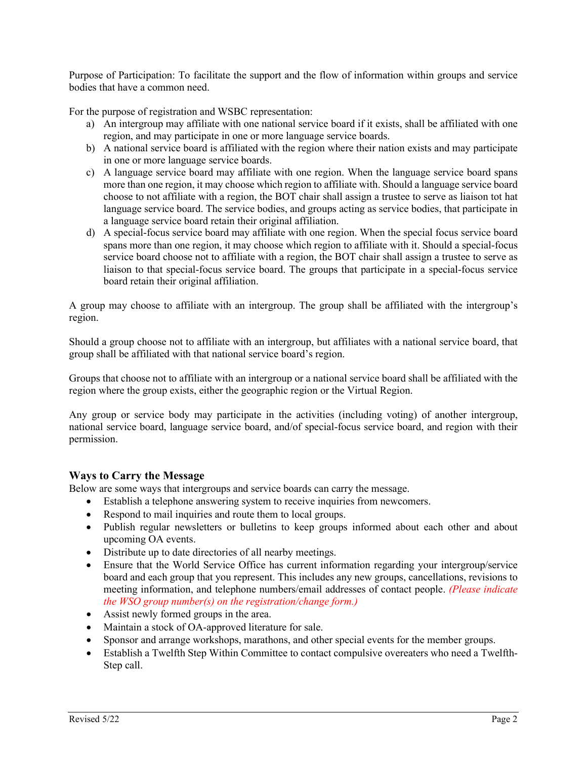Purpose of Participation: To facilitate the support and the flow of information within groups and service bodies that have a common need.

For the purpose of registration and WSBC representation:

a) An intergroup may affiliate with one national service board if it exists, shall be affiliated with one region, and may participate in one or more language service boards.
b) A national service board is affiliated with the region where their nation exists and may participate in one or more language service boards.
c) A language service board may affiliate with one region. When the language service board spans more than one region, it may choose which region to affiliate with. Should a language service board choose to not affiliate with a region, the BOT chair shall assign a trustee to serve as liaison tot hat language service board. The service bodies, and groups acting as service bodies, that participate in a language service board retain their original affiliation.
d) A special-focus service board may affiliate with one region. When the special focus service board spans more than one region, it may choose which region to affiliate with it. Should a special-focus service board choose not to affiliate with a region, the BOT chair shall assign a trustee to serve as liaison to that special-focus service board. The groups that participate in a special-focus service board retain their original affiliation.

A group may choose to affiliate with an intergroup. The group shall be affiliated with the intergroup's region.

Should a group choose not to affiliate with an intergroup, but affiliates with a national service board, that group shall be affiliated with that national service board's region.

Groups that choose not to affiliate with an intergroup or a national service board shall be affiliated with the region where the group exists, either the geographic region or the Virtual Region.

Any group or service body may participate in the activities (including voting) of another intergroup, national service board, language service board, and/of special-focus service board, and region with their permission.

### Ways to Carry the Message

Below are some ways that intergroups and service boards can carry the message.

- Establish a telephone answering system to receive inquiries from newcomers.
- Respond to mail inquiries and route them to local groups.
- Publish regular newsletters or bulletins to keep groups informed about each other and about upcoming OA events.
- Distribute up to date directories of all nearby meetings.
- Ensure that the World Service Office has current information regarding your intergroup/service board and each group that you represent. This includes any new groups, cancellations, revisions to meeting information, and telephone numbers/email addresses of contact people. *(Please indicate the WSO group number(s) on the registration/change form.)*
- Assist newly formed groups in the area.
- Maintain a stock of OA-approved literature for sale.
- Sponsor and arrange workshops, marathons, and other special events for the member groups.
- Establish a Twelfth Step Within Committee to contact compulsive overeaters who need a Twelfth-Step call.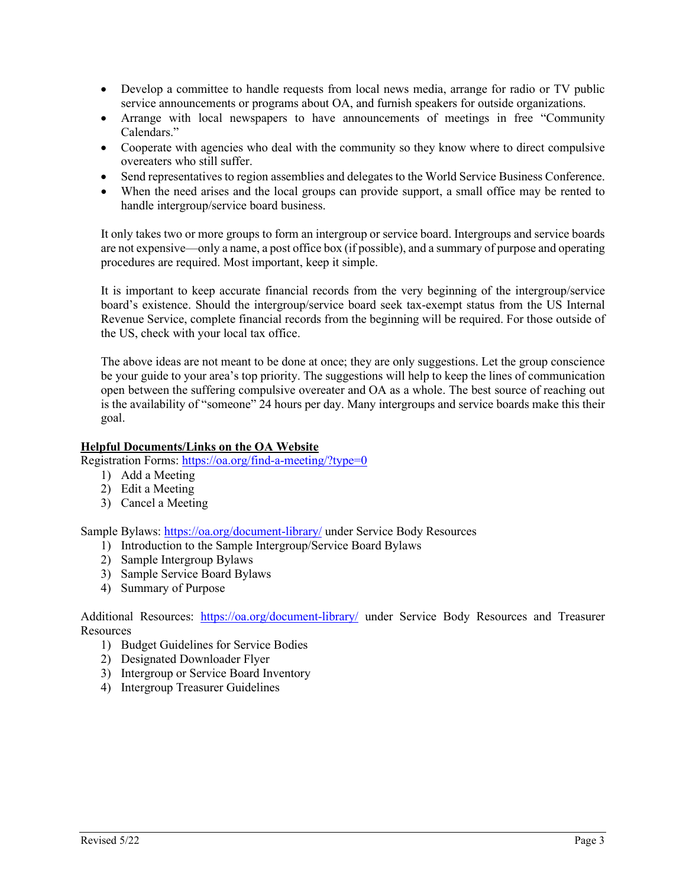- Develop a committee to handle requests from local news media, arrange for radio or TV public service announcements or programs about OA, and furnish speakers for outside organizations.
- Arrange with local newspapers to have announcements of meetings in free "Community Calendars."
- Cooperate with agencies who deal with the community so they know where to direct compulsive overeaters who still suffer.
- Send representatives to region assemblies and delegates to the World Service Business Conference.
- When the need arises and the local groups can provide support, a small office may be rented to handle intergroup/service board business.

It only takes two or more groups to form an intergroup or service board. Intergroups and service boards are not expensive—only a name, a post office box (if possible), and a summary of purpose and operating procedures are required. Most important, keep it simple.

It is important to keep accurate financial records from the very beginning of the intergroup/service board's existence. Should the intergroup/service board seek tax-exempt status from the US Internal Revenue Service, complete financial records from the beginning will be required. For those outside of the US, check with your local tax office.

The above ideas are not meant to be done at once; they are only suggestions. Let the group conscience be your guide to your area's top priority. The suggestions will help to keep the lines of communication open between the suffering compulsive overeater and OA as a whole. The best source of reaching out is the availability of "someone" 24 hours per day. Many intergroups and service boards make this their goal.

**Helpful Documents/Links on the OA Website**

Registration Forms: https://oa.org/find-a-meeting/?type=0

1) Add a Meeting
2) Edit a Meeting
3) Cancel a Meeting

Sample Bylaws: https://oa.org/document-library/ under Service Body Resources

1) Introduction to the Sample Intergroup/Service Board Bylaws
2) Sample Intergroup Bylaws
3) Sample Service Board Bylaws
4) Summary of Purpose

Additional Resources: https://oa.org/document-library/ under Service Body Resources and Treasurer Resources

1) Budget Guidelines for Service Bodies
2) Designated Downloader Flyer
3) Intergroup or Service Board Inventory
4) Intergroup Treasurer Guidelines

Revised 5/22